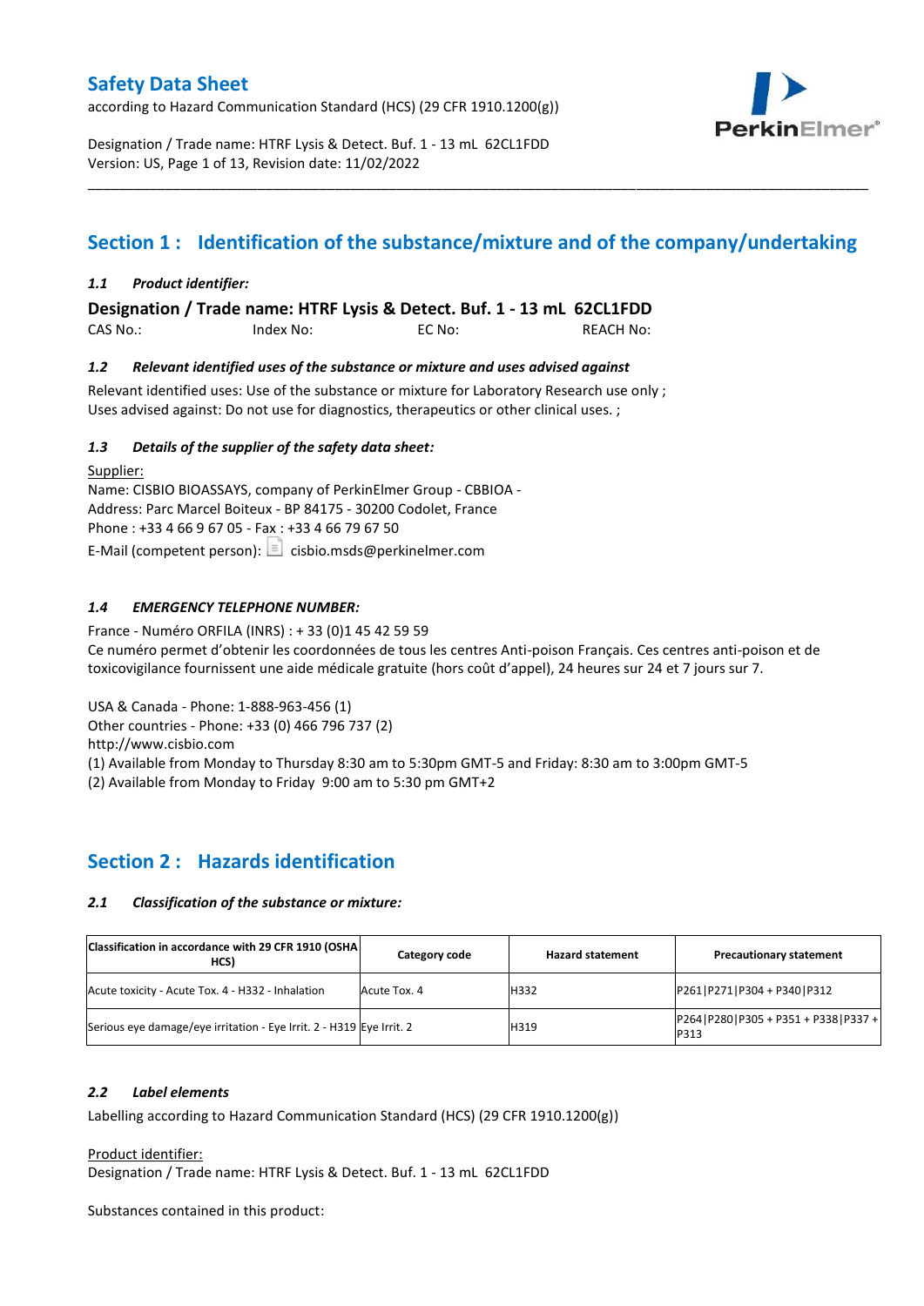# Safety Data Sheet

according to Hazard Communication Standard (HCS) (29 CFR 1910.1200(g))

Designation / Trade name: HTRF Lysis & Detect. Buf. 1 - 13 mL 62CL1FDD
Version: US, Revision date: 11/02/2022

## Section 1 : Identification of the substance/mixture and of the company/undertaking

### *1.1 Product identifier:*

**Designation / Trade name: HTRF Lysis & Detect. Buf. 1 - 13 mL 62CL1FDD**

CAS No.: Index No: EC No: REACH No:

### *1.2 Relevant identified uses of the substance or mixture and uses advised against*

Relevant identified uses: Use of the substance or mixture for Laboratory Research use only ;
Uses advised against: Do not use for diagnostics, therapeutics or other clinical uses. ;

### *1.3 Details of the supplier of the safety data sheet:*

Supplier:
Name: CISBIO BIOASSAYS, company of PerkinElmer Group - CBBIOA -
Address: Parc Marcel Boiteux - BP 84175 - 30200 Codolet, France
Phone : +33 4 66 9 67 05 - Fax : +33 4 66 79 67 50
E-Mail (competent person): cisbio.msds@perkinelmer.com

### *1.4 EMERGENCY TELEPHONE NUMBER:*

France - Numéro ORFILA (INRS) : + 33 (0)1 45 42 59 59
Ce numéro permet d'obtenir les coordonnées de tous les centres Anti-poison Français. Ces centres anti-poison et de toxicovigilance fournissent une aide médicale gratuite (hors coût d'appel), 24 heures sur 24 et 7 jours sur 7.

USA & Canada - Phone: 1-888-963-456 (1)
Other countries - Phone: +33 (0) 466 796 737 (2)
http://www.cisbio.com
(1) Available from Monday to Thursday 8:30 am to 5:30pm GMT-5 and Friday: 8:30 am to 3:00pm GMT-5
(2) Available from Monday to Friday 9:00 am to 5:30 pm GMT+2

## Section 2 : Hazards identification

### *2.1 Classification of the substance or mixture:*

| Classification in accordance with 29 CFR 1910 (OSHA HCS) | Category code | Hazard statement | Precautionary statement |
|---|---|---|---|
| Acute toxicity - Acute Tox. 4 - H332 - Inhalation | Acute Tox. 4 | H332 | P261\|P271\|P304 + P340\|P312 |
| Serious eye damage/eye irritation - Eye Irrit. 2 - H319 | Eye Irrit. 2 | H319 | P264\|P280\|P305 + P351 + P338\|P337 + P313 |

### *2.2 Label elements*

Labelling according to Hazard Communication Standard (HCS) (29 CFR 1910.1200(g))

Product identifier:
Designation / Trade name: HTRF Lysis & Detect. Buf. 1 - 13 mL 62CL1FDD

Substances contained in this product: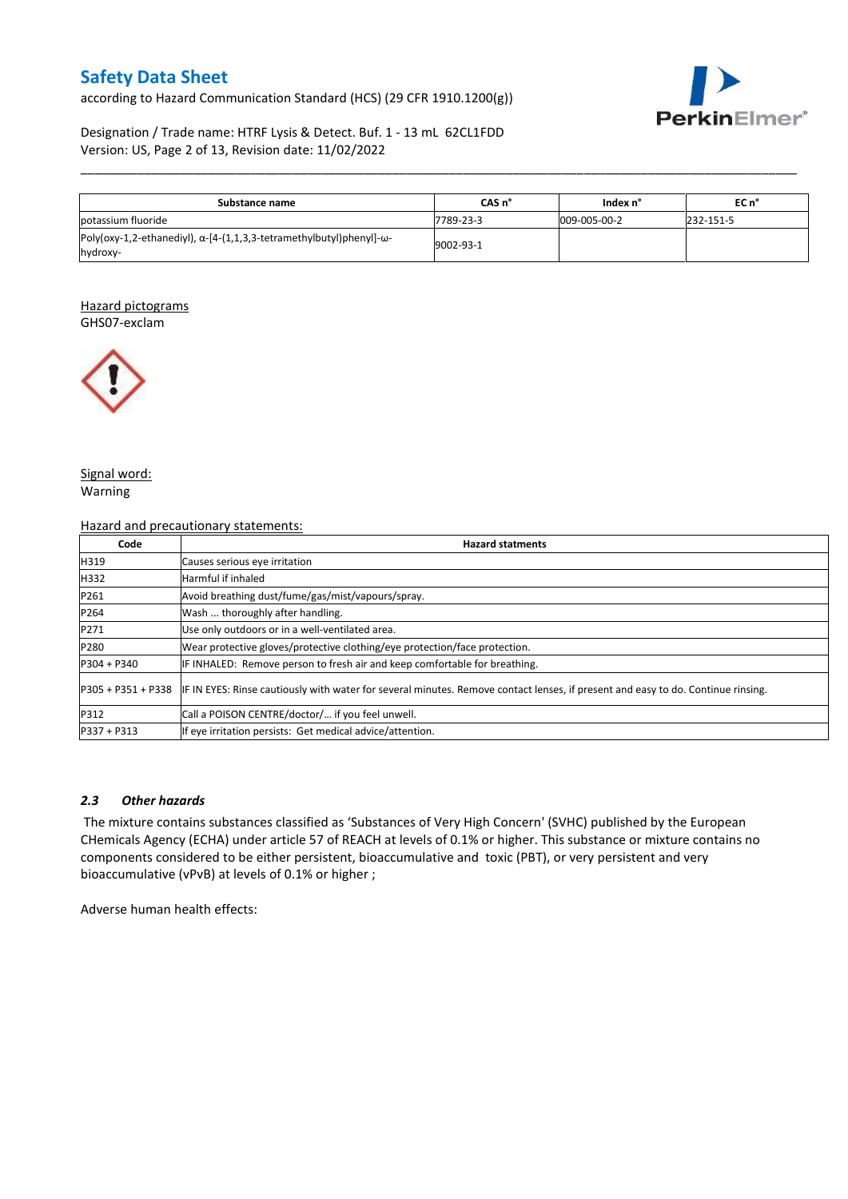| Substance name | CAS n° | Index n° | EC n° |
|---|---|---|---|
| potassium fluoride | 7789-23-3 | 009-005-00-2 | 232-151-5 |
| Poly(oxy-1,2-ethanediyl), α-[4-(1,1,3,3-tetramethylbutyl)phenyl]-ω-hydroxy- | 9002-93-1 | | |

Hazard pictograms

GHS07-exclam

Signal word:

Warning

Hazard and precautionary statements:

| Code | Hazard statments |
|---|---|
| H319 | Causes serious eye irritation |
| H332 | Harmful if inhaled |
| P261 | Avoid breathing dust/fume/gas/mist/vapours/spray. |
| P264 | Wash ... thoroughly after handling. |
| P271 | Use only outdoors or in a well-ventilated area. |
| P280 | Wear protective gloves/protective clothing/eye protection/face protection. |
| P304 + P340 | IF INHALED: Remove person to fresh air and keep comfortable for breathing. |
| P305 + P351 + P338 | IF IN EYES: Rinse cautiously with water for several minutes. Remove contact lenses, if present and easy to do. Continue rinsing. |
| P312 | Call a POISON CENTRE/doctor/… if you feel unwell. |
| P337 + P313 | If eye irritation persists: Get medical advice/attention. |

### *2.3 Other hazards*

The mixture contains substances classified as 'Substances of Very High Concern' (SVHC) published by the European CHemicals Agency (ECHA) under article 57 of REACH at levels of 0.1% or higher. This substance or mixture contains no components considered to be either persistent, bioaccumulative and toxic (PBT), or very persistent and very bioaccumulative (vPvB) at levels of 0.1% or higher ;

Adverse human health effects: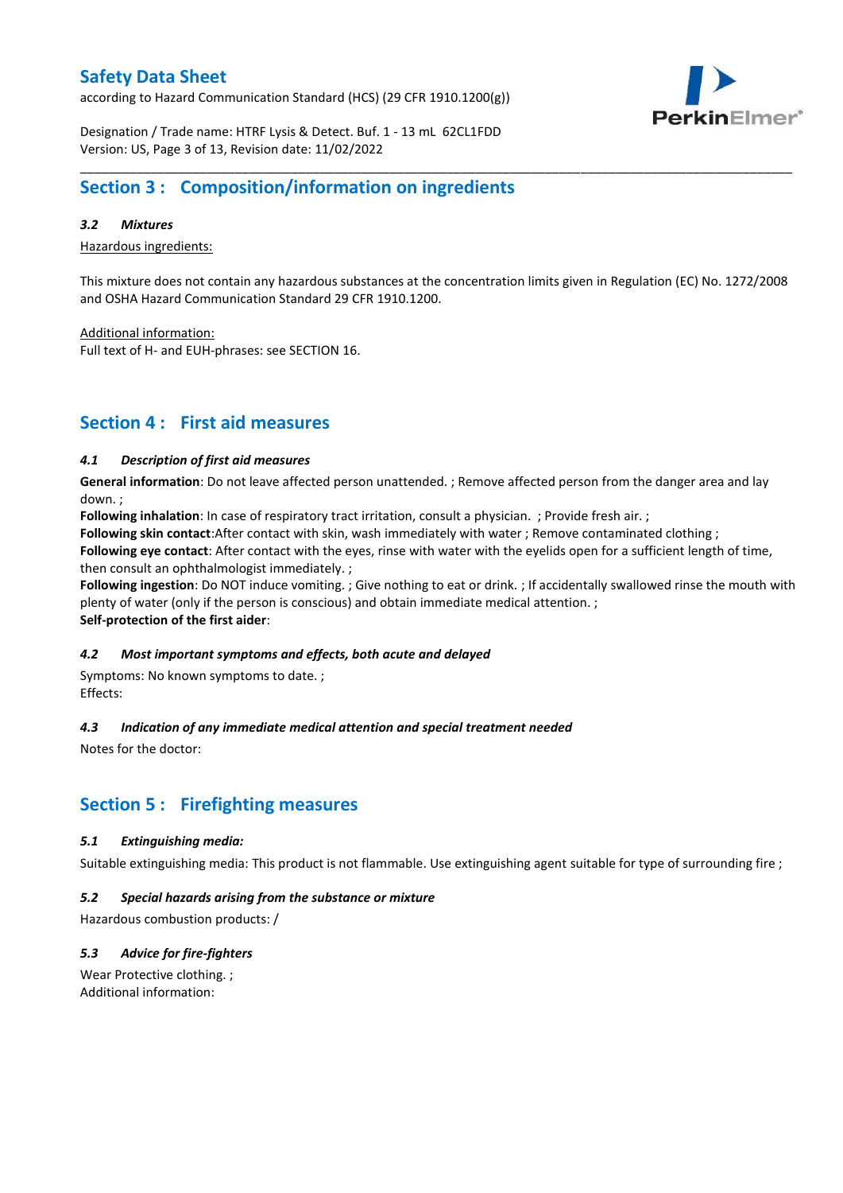## Section 3 : Composition/information on ingredients

### *3.2 Mixtures*

<u>Hazardous ingredients:</u>

This mixture does not contain any hazardous substances at the concentration limits given in Regulation (EC) No. 1272/2008 and OSHA Hazard Communication Standard 29 CFR 1910.1200.

<u>Additional information:</u>
Full text of H- and EUH-phrases: see SECTION 16.

## Section 4 : First aid measures

### *4.1 Description of first aid measures*

**General information**: Do not leave affected person unattended. ; Remove affected person from the danger area and lay down. ;
**Following inhalation**: In case of respiratory tract irritation, consult a physician. ; Provide fresh air. ;
**Following skin contact**:After contact with skin, wash immediately with water ; Remove contaminated clothing ;
**Following eye contact**: After contact with the eyes, rinse with water with the eyelids open for a sufficient length of time, then consult an ophthalmologist immediately. ;
**Following ingestion**: Do NOT induce vomiting. ; Give nothing to eat or drink. ; If accidentally swallowed rinse the mouth with plenty of water (only if the person is conscious) and obtain immediate medical attention. ;
**Self-protection of the first aider**:

### *4.2 Most important symptoms and effects, both acute and delayed*

Symptoms: No known symptoms to date. ;
Effects:

### *4.3 Indication of any immediate medical attention and special treatment needed*

Notes for the doctor:

## Section 5 : Firefighting measures

### *5.1 Extinguishing media:*

Suitable extinguishing media: This product is not flammable. Use extinguishing agent suitable for type of surrounding fire ;

### *5.2 Special hazards arising from the substance or mixture*

Hazardous combustion products: /

### *5.3 Advice for fire-fighters*

Wear Protective clothing. ;
Additional information: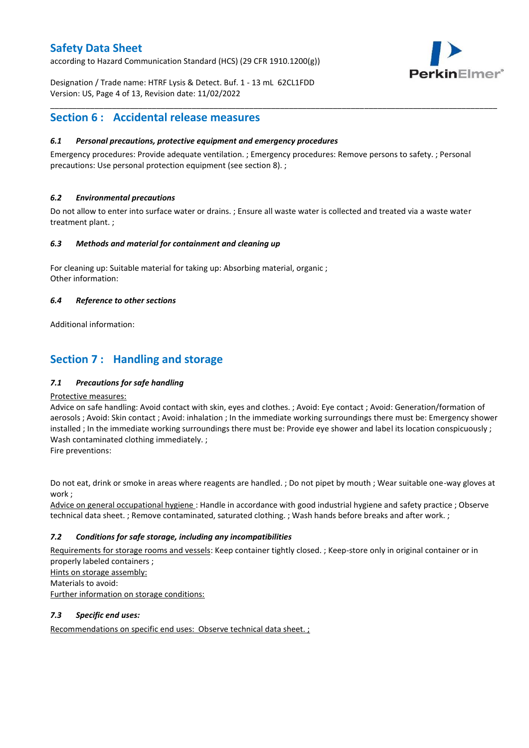## Section 6 : Accidental release measures

### *6.1 Personal precautions, protective equipment and emergency procedures*

Emergency procedures: Provide adequate ventilation. ; Emergency procedures: Remove persons to safety. ; Personal precautions: Use personal protection equipment (see section 8). ;

### *6.2 Environmental precautions*

Do not allow to enter into surface water or drains. ; Ensure all waste water is collected and treated via a waste water treatment plant. ;

### *6.3 Methods and material for containment and cleaning up*

For cleaning up: Suitable material for taking up: Absorbing material, organic ;
Other information:

### *6.4 Reference to other sections*

Additional information:

## Section 7 : Handling and storage

### *7.1 Precautions for safe handling*

Protective measures:
Advice on safe handling: Avoid contact with skin, eyes and clothes. ; Avoid: Eye contact ; Avoid: Generation/formation of aerosols ; Avoid: Skin contact ; Avoid: inhalation ; In the immediate working surroundings there must be: Emergency shower installed ; In the immediate working surroundings there must be: Provide eye shower and label its location conspicuously ; Wash contaminated clothing immediately. ;
Fire preventions:

Do not eat, drink or smoke in areas where reagents are handled. ; Do not pipet by mouth ; Wear suitable one-way gloves at work ;
Advice on general occupational hygiene : Handle in accordance with good industrial hygiene and safety practice ; Observe technical data sheet. ; Remove contaminated, saturated clothing. ; Wash hands before breaks and after work. ;

### *7.2 Conditions for safe storage, including any incompatibilities*

Requirements for storage rooms and vessels: Keep container tightly closed. ; Keep-store only in original container or in properly labeled containers ;
Hints on storage assembly:
Materials to avoid:
Further information on storage conditions:

### *7.3 Specific end uses:*

Recommendations on specific end uses: Observe technical data sheet. ;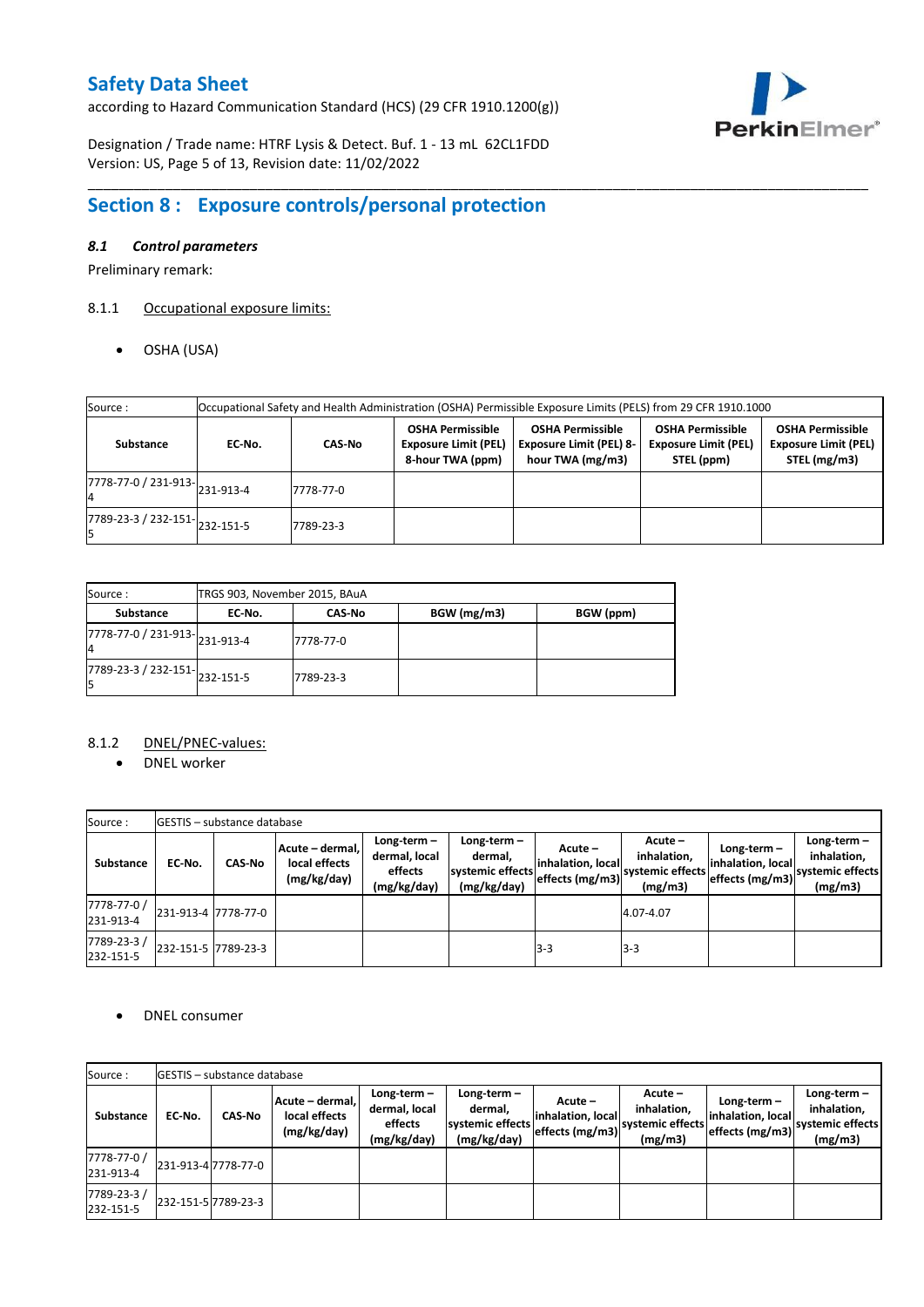# Safety Data Sheet

according to Hazard Communication Standard (HCS) (29 CFR 1910.1200(g))

Designation / Trade name: HTRF Lysis & Detect. Buf. 1 - 13 mL 62CL1FDD
Version: US, Page 5 of 13, Revision date: 11/02/2022

## Section 8 : Exposure controls/personal protection

### *8.1 Control parameters*

Preliminary remark:

8.1.1 Occupational exposure limits:

- OSHA (USA)

| Source : | Occupational Safety and Health Administration (OSHA) Permissible Exposure Limits (PELS) from 29 CFR 1910.1000 | | | | | |
|---|---|---|---|---|---|---|
| **Substance** | **EC-No.** | **CAS-No** | **OSHA Permissible Exposure Limit (PEL) 8-hour TWA (ppm)** | **OSHA Permissible Exposure Limit (PEL) 8-hour TWA (mg/m3)** | **OSHA Permissible Exposure Limit (PEL) STEL (ppm)** | **OSHA Permissible Exposure Limit (PEL) STEL (mg/m3)** |
| 7778-77-0 / 231-913-4 | 231-913-4 | 7778-77-0 | | | | |
| 7789-23-3 / 232-151-5 | 232-151-5 | 7789-23-3 | | | | |

| Source : | TRGS 903, November 2015, BAuA | | | |
|---|---|---|---|---|
| **Substance** | **EC-No.** | **CAS-No** | **BGW (mg/m3)** | **BGW (ppm)** |
| 7778-77-0 / 231-913-4 | 231-913-4 | 7778-77-0 | | |
| 7789-23-3 / 232-151-5 | 232-151-5 | 7789-23-3 | | |

8.1.2 DNEL/PNEC-values:

- DNEL worker

| Source : | GESTIS – substance database | | | | | | | | | |
|---|---|---|---|---|---|---|---|---|---|---|
| **Substance** | **EC-No.** | **CAS-No** | **Acute – dermal, local effects (mg/kg/day)** | **Long-term – dermal, local effects (mg/kg/day)** | **Long-term – dermal, systemic effects (mg/kg/day)** | **Acute – inhalation, local effects (mg/m3)** | **Acute – inhalation, systemic effects (mg/m3)** | **Long-term – inhalation, local effects (mg/m3)** | **Long-term – inhalation, systemic effects (mg/m3)** |
| 7778-77-0 / 231-913-4 | 231-913-4 | 7778-77-0 | | | | | 4.07-4.07 | | |
| 7789-23-3 / 232-151-5 | 232-151-5 | 7789-23-3 | | | | 3-3 | 3-3 | | |

- DNEL consumer

| Source : | GESTIS – substance database | | | | | | | | |
|---|---|---|---|---|---|---|---|---|---|
| **Substance** | **EC-No.** | **CAS-No** | **Acute – dermal, local effects (mg/kg/day)** | **Long-term – dermal, local effects (mg/kg/day)** | **Long-term – dermal, systemic effects (mg/kg/day)** | **Acute – inhalation, local effects (mg/m3)** | **Acute – inhalation, systemic effects (mg/m3)** | **Long-term – inhalation, local effects (mg/m3)** | **Long-term – inhalation, systemic effects (mg/m3)** |
| 7778-77-0 / 231-913-4 | 231-913-4 | 7778-77-0 | | | | | | | |
| 7789-23-3 / 232-151-5 | 232-151-5 | 7789-23-3 | | | | | | | |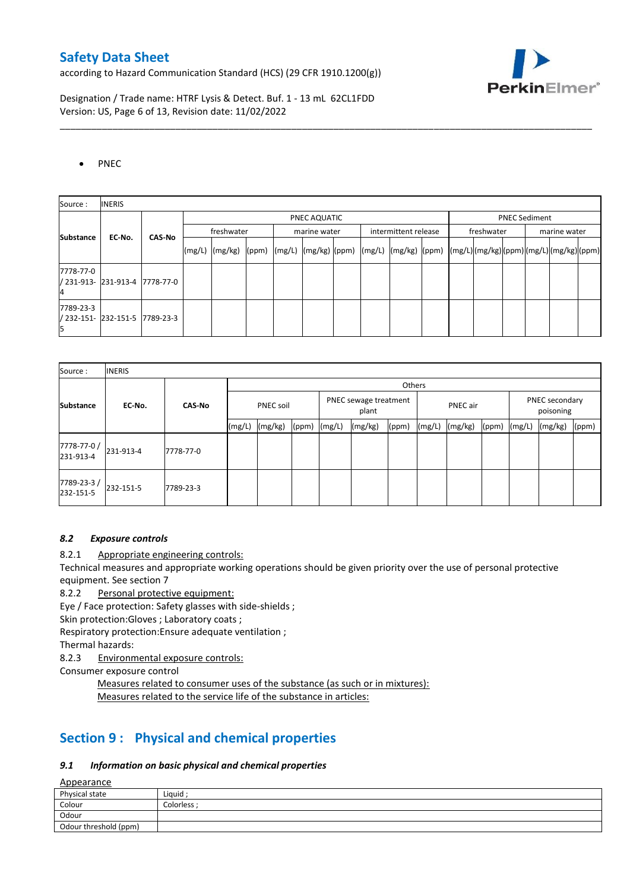- PNEC

| Source : | INERIS | | | | | | | | | | | | | | | | | |
|---|---|---|---|---|---|---|---|---|---|---|---|---|---|---|---|---|---|---|
| Substance | EC-No. | CAS-No | PNEC AQUATIC | | | | | | | | | PNEC Sediment | | | | | |
| | | | freshwater | | | marine water | | | intermittent release | | | freshwater | | | marine water | | |
| | | | (mg/L) | (mg/kg) | (ppm) | (mg/L) | (mg/kg) | (ppm) | (mg/L) | (mg/kg) | (ppm) | (mg/L) | (mg/kg) | (ppm) | (mg/L) | (mg/kg) | (ppm) |
| 7778-77-0 / 231-913-4 | 231-913-4 | 7778-77-0 | | | | | | | | | | | | | | | |
| 7789-23-3 / 232-151-5 | 232-151-5 | 7789-23-3 | | | | | | | | | | | | | | | |

| Source : | INERIS | | | | | | | | | | | | | |
|---|---|---|---|---|---|---|---|---|---|---|---|---|---|---|
| Substance | EC-No. | CAS-No | Others | | | | | | | | | | | |
| | | | PNEC soil | | | PNEC sewage treatment plant | | | PNEC air | | | PNEC secondary poisoning | | |
| | | | (mg/L) | (mg/kg) | (ppm) | (mg/L) | (mg/kg) | (ppm) | (mg/L) | (mg/kg) | (ppm) | (mg/L) | (mg/kg) | (ppm) |
| 7778-77-0 / 231-913-4 | 231-913-4 | 7778-77-0 | | | | | | | | | | | | |
| 7789-23-3 / 232-151-5 | 232-151-5 | 7789-23-3 | | | | | | | | | | | | |

### *8.2 Exposure controls*

8.2.1 Appropriate engineering controls:

Technical measures and appropriate working operations should be given priority over the use of personal protective equipment. See section 7

8.2.2 Personal protective equipment:

Eye / Face protection: Safety glasses with side-shields ;

Skin protection:Gloves ; Laboratory coats ;

Respiratory protection:Ensure adequate ventilation ;

Thermal hazards:

8.2.3 Environmental exposure controls:

Consumer exposure control

Measures related to consumer uses of the substance (as such or in mixtures):

Measures related to the service life of the substance in articles:

## Section 9 : Physical and chemical properties

### *9.1 Information on basic physical and chemical properties*

Appearance

| Physical state | Liquid ; |
|---|---|
| Colour | Colorless ; |
| Odour | |
| Odour threshold (ppm) | |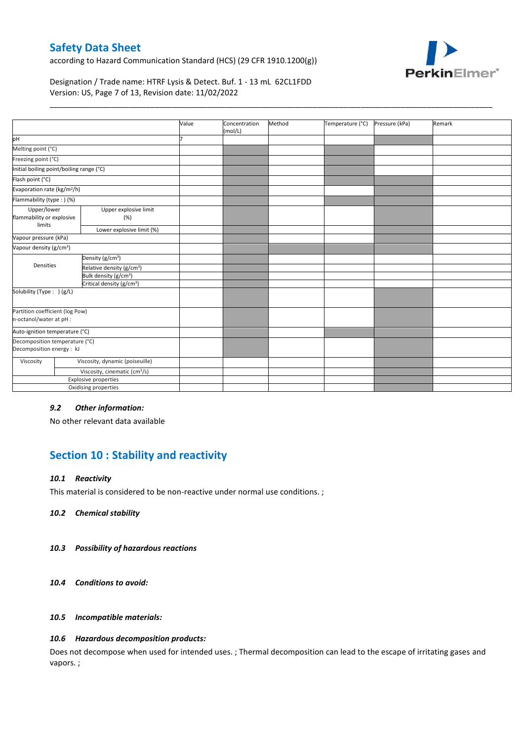| | | Value | Concentration (mol/L) | Method | Temperature (°C) | Pressure (kPa) | Remark |
|---|---|---|---|---|---|---|---|
| pH | | 7 | | | | | |
| Melting point (°C) | | | | | | | |
| Freezing point (°C) | | | | | | | |
| Initial boiling point/boiling range (°C) | | | | | | | |
| Flash point (°C) | | | | | | | |
| Evaporation rate (kg/m²/h) | | | | | | | |
| Flammability (type : ) (%) | | | | | | | |
| Upper/lower flammability or explosive limits | Upper explosive limit (%) | | | | | | |
| | Lower explosive limit (%) | | | | | | |
| Vapour pressure (kPa) | | | | | | | |
| Vapour density (g/cm³) | | | | | | | |
| Densities | Density (g/cm³) | | | | | | |
| | Relative density (g/cm³) | | | | | | |
| | Bulk density (g/cm³) | | | | | | |
| | Critical density (g/cm³) | | | | | | |
| Solubility (Type : ) (g/L) | | | | | | | |
| Partition coefficient (log Pow) n-octanol/water at pH : | | | | | | | |
| Auto-ignition temperature (°C) | | | | | | | |
| Decomposition temperature (°C) Decomposition energy : kJ | | | | | | | |
| Viscosity | Viscosity, dynamic (poiseuille) | | | | | | |
| | Viscosity, cinematic (cm³/s) | | | | | | |
| Explosive properties | | | | | | | |
| Oxidising properties | | | | | | | |

### 9.2 *Other information:*

No other relevant data available

## Section 10 : Stability and reactivity

### 10.1 *Reactivity*

This material is considered to be non-reactive under normal use conditions. ;

### 10.2 *Chemical stability*

### 10.3 *Possibility of hazardous reactions*

### 10.4 *Conditions to avoid:*

### 10.5 *Incompatible materials:*

### 10.6 *Hazardous decomposition products:*

Does not decompose when used for intended uses. ; Thermal decomposition can lead to the escape of irritating gases and vapors. ;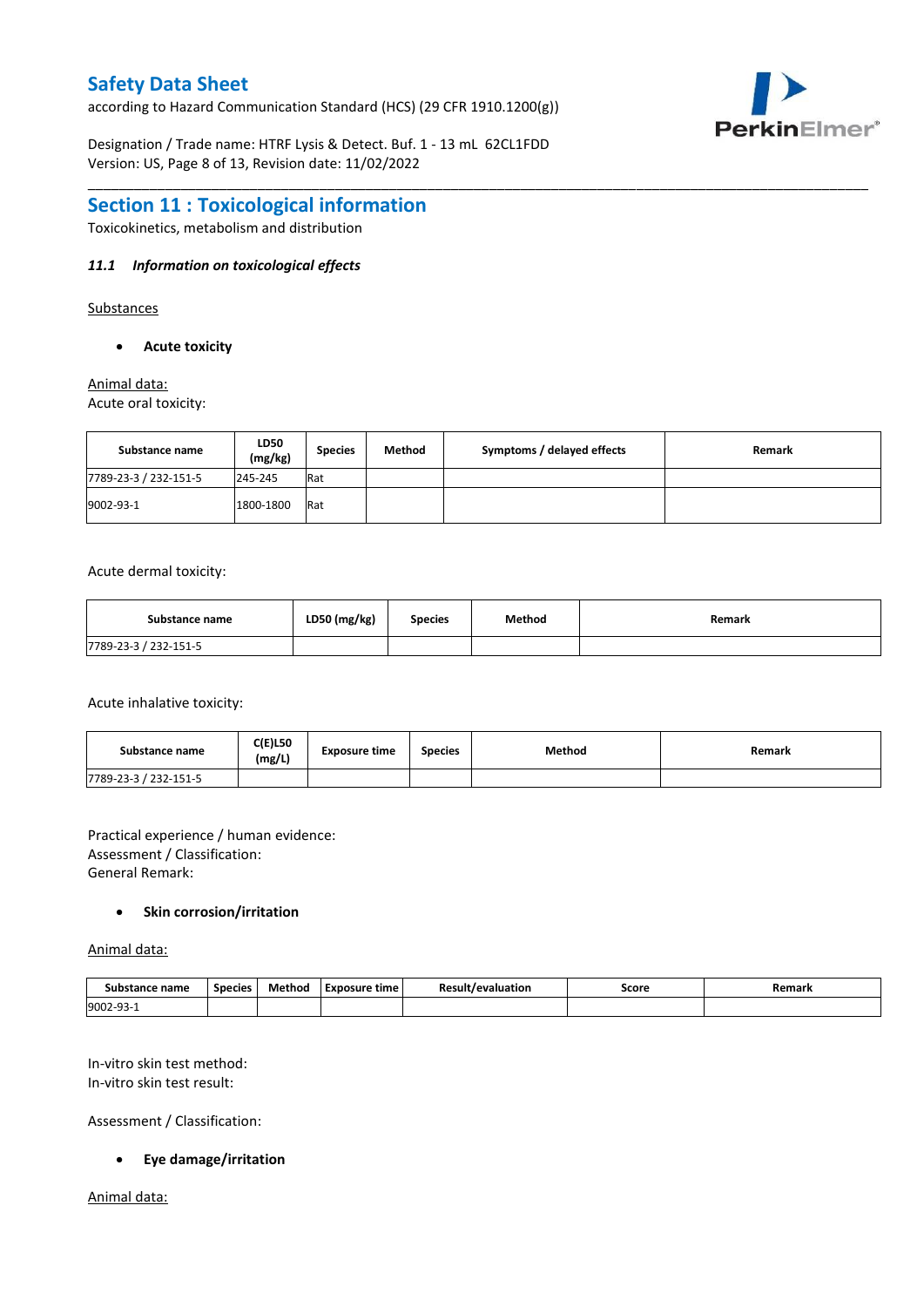## Section 11 : Toxicological information

Toxicokinetics, metabolism and distribution

### *11.1 Information on toxicological effects*

Substances

- **Acute toxicity**

Animal data:

Acute oral toxicity:

| Substance name | LD50 (mg/kg) | Species | Method | Symptoms / delayed effects | Remark |
|---|---|---|---|---|---|
| 7789-23-3 / 232-151-5 | 245-245 | Rat | | | |
| 9002-93-1 | 1800-1800 | Rat | | | |

Acute dermal toxicity:

| Substance name | LD50 (mg/kg) | Species | Method | Remark |
|---|---|---|---|---|
| 7789-23-3 / 232-151-5 | | | | |

Acute inhalative toxicity:

| Substance name | C(E)L50 (mg/L) | Exposure time | Species | Method | Remark |
|---|---|---|---|---|---|
| 7789-23-3 / 232-151-5 | | | | | |

Practical experience / human evidence:
Assessment / Classification:
General Remark:

- **Skin corrosion/irritation**

Animal data:

| Substance name | Species | Method | Exposure time | Result/evaluation | Score | Remark |
|---|---|---|---|---|---|---|
| 9002-93-1 | | | | | | |

In-vitro skin test method:
In-vitro skin test result:

Assessment / Classification:

- **Eye damage/irritation**

Animal data: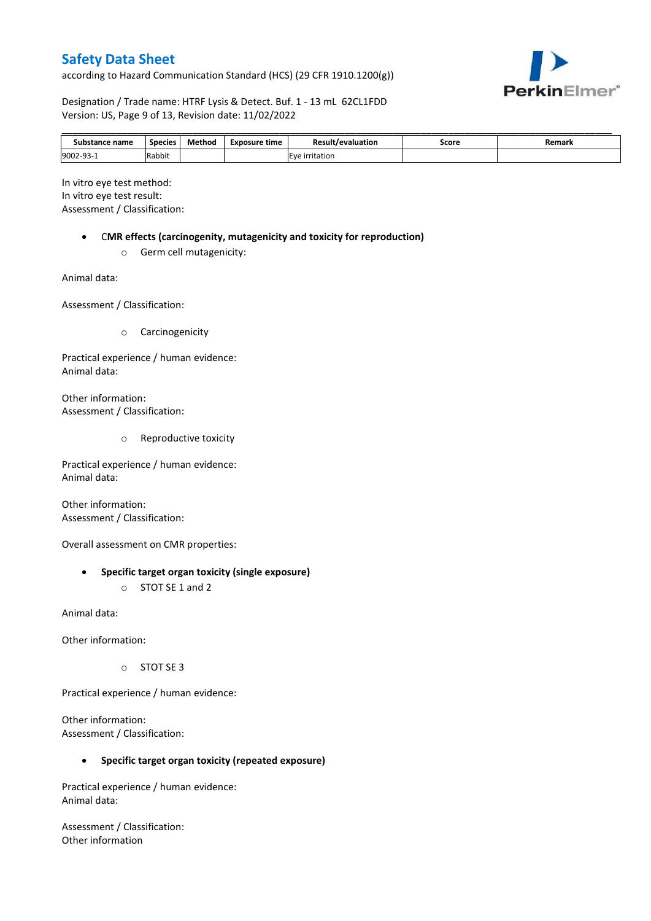| Substance name | Species | Method | Exposure time | Result/evaluation | Score | Remark |
|---|---|---|---|---|---|---|
| 9002-93-1 | Rabbit | | | Eye irritation | | |

In vitro eye test method:
In vitro eye test result:
Assessment / Classification:

- **CMR effects (carcinogenity, mutagenicity and toxicity for reproduction)**
    - Germ cell mutagenicity:

Animal data:

Assessment / Classification:

- Carcinogenicity

Practical experience / human evidence:
Animal data:

Other information:
Assessment / Classification:

- Reproductive toxicity

Practical experience / human evidence:
Animal data:

Other information:
Assessment / Classification:

Overall assessment on CMR properties:

- **Specific target organ toxicity (single exposure)**
    - STOT SE 1 and 2

Animal data:

Other information:

- STOT SE 3

Practical experience / human evidence:

Other information:
Assessment / Classification:

- **Specific target organ toxicity (repeated exposure)**

Practical experience / human evidence:
Animal data:

Assessment / Classification:
Other information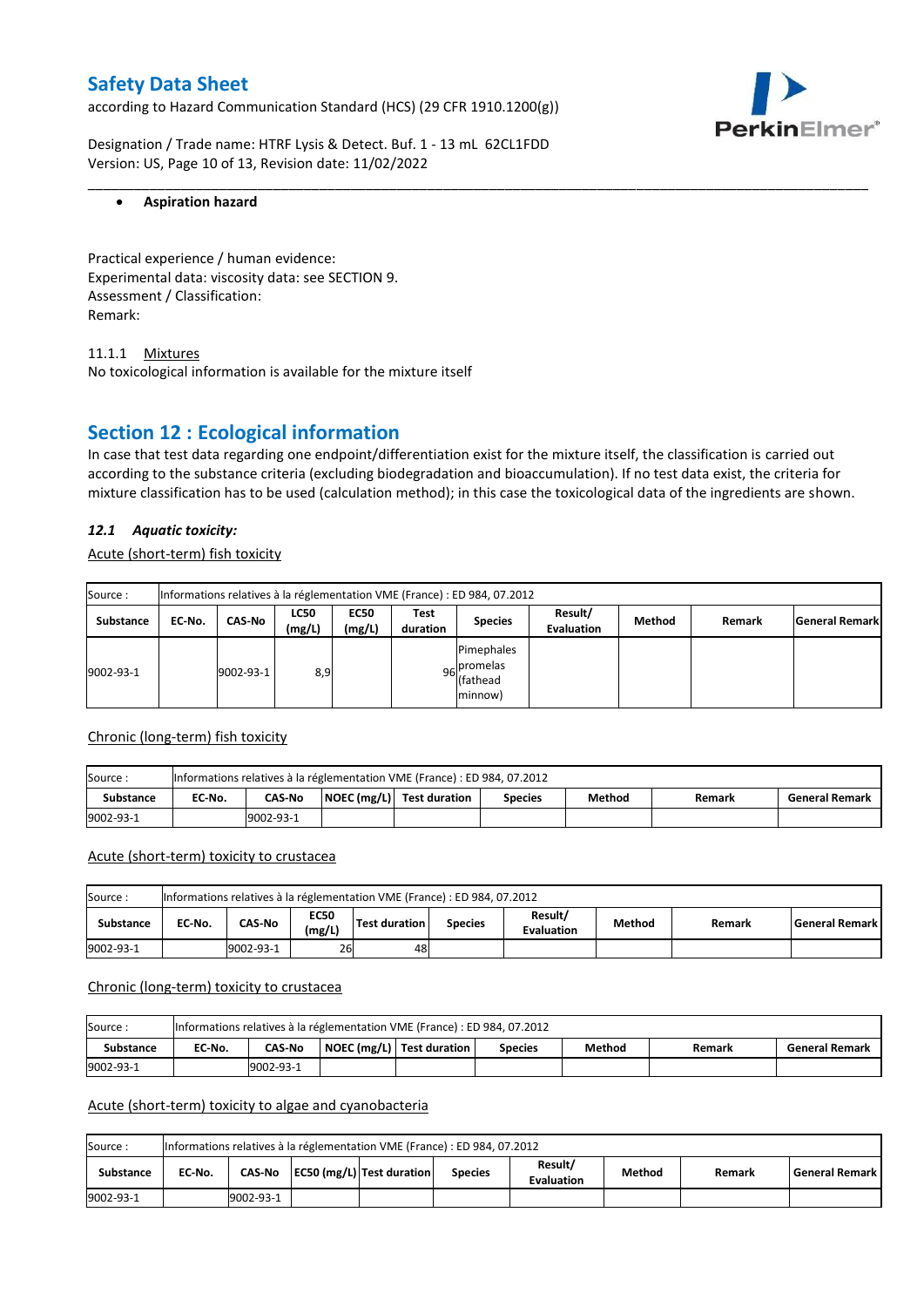- **Aspiration hazard**

Practical experience / human evidence:
Experimental data: viscosity data: see SECTION 9.
Assessment / Classification:
Remark:

11.1.1 Mixtures
No toxicological information is available for the mixture itself

## Section 12 : Ecological information

In case that test data regarding one endpoint/differentiation exist for the mixture itself, the classification is carried out according to the substance criteria (excluding biodegradation and bioaccumulation). If no test data exist, the criteria for mixture classification has to be used (calculation method); in this case the toxicological data of the ingredients are shown.

### *12.1 Aquatic toxicity:*

Acute (short-term) fish toxicity

| Source : | Informations relatives à la réglementation VME (France) : ED 984, 07.2012 | | | | | | | | | |
|---|---|---|---|---|---|---|---|---|---|---|
| **Substance** | **EC-No.** | **CAS-No** | **LC50 (mg/L)** | **EC50 (mg/L)** | **Test duration** | **Species** | **Result/ Evaluation** | **Method** | **Remark** | **General Remark** |
| 9002-93-1 | | 9002-93-1 | 8,9 | | 96 | Pimephales promelas (fathead minnow) | | | | |

Chronic (long-term) fish toxicity

| Source : | Informations relatives à la réglementation VME (France) : ED 984, 07.2012 | | | | | | | |
|---|---|---|---|---|---|---|---|---|
| **Substance** | **EC-No.** | **CAS-No** | **NOEC (mg/L)** | **Test duration** | **Species** | **Method** | **Remark** | **General Remark** |
| 9002-93-1 | | 9002-93-1 | | | | | | |

Acute (short-term) toxicity to crustacea

| Source : | Informations relatives à la réglementation VME (France) : ED 984, 07.2012 | | | | | | | | |
|---|---|---|---|---|---|---|---|---|---|
| **Substance** | **EC-No.** | **CAS-No** | **EC50 (mg/L)** | **Test duration** | **Species** | **Result/ Evaluation** | **Method** | **Remark** | **General Remark** |
| 9002-93-1 | | 9002-93-1 | 26 | 48 | | | | | |

Chronic (long-term) toxicity to crustacea

| Source : | Informations relatives à la réglementation VME (France) : ED 984, 07.2012 | | | | | | | |
|---|---|---|---|---|---|---|---|---|
| **Substance** | **EC-No.** | **CAS-No** | **NOEC (mg/L)** | **Test duration** | **Species** | **Method** | **Remark** | **General Remark** |
| 9002-93-1 | | 9002-93-1 | | | | | | |

Acute (short-term) toxicity to algae and cyanobacteria

| Source : | Informations relatives à la réglementation VME (France) : ED 984, 07.2012 | | | | | | | | |
|---|---|---|---|---|---|---|---|---|---|
| **Substance** | **EC-No.** | **CAS-No** | **EC50 (mg/L)** | **Test duration** | **Species** | **Result/ Evaluation** | **Method** | **Remark** | **General Remark** |
| 9002-93-1 | | 9002-93-1 | | | | | | | |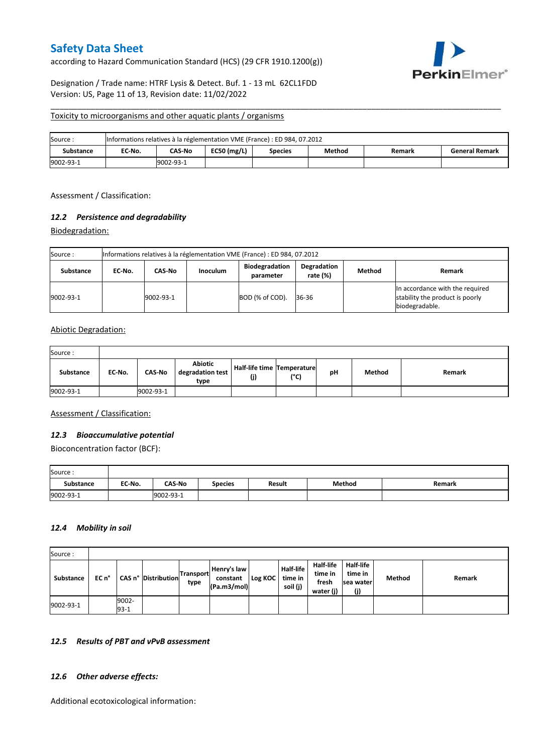Toxicity to microorganisms and other aquatic plants / organisms

| Source : | Informations relatives à la réglementation VME (France) : ED 984, 07.2012 | | | | | | |
|---|---|---|---|---|---|---|---|
| **Substance** | **EC-No.** | **CAS-No** | **EC50 (mg/L)** | **Species** | **Method** | **Remark** | **General Remark** |
| 9002-93-1 | | 9002-93-1 | | | | | |

Assessment / Classification:

### 12.2 *Persistence and degradability*

Biodegradation:

| Source : | Informations relatives à la réglementation VME (France) : ED 984, 07.2012 | | | | | | |
|---|---|---|---|---|---|---|---|
| **Substance** | **EC-No.** | **CAS-No** | **Inoculum** | **Biodegradation parameter** | **Degradation rate (%)** | **Method** | **Remark** |
| 9002-93-1 | | 9002-93-1 | | BOD (% of COD). | 36-36 | | In accordance with the required stability the product is poorly biodegradable. |

Abiotic Degradation:

| Source : | | | | | | | | |
|---|---|---|---|---|---|---|---|---|
| **Substance** | **EC-No.** | **CAS-No** | **Abiotic degradation test type** | **Half-life time (j)** | **Temperature (°C)** | **pH** | **Method** | **Remark** |
| 9002-93-1 | | 9002-93-1 | | | | | | |

Assessment / Classification:

### 12.3 *Bioaccumulative potential*

Bioconcentration factor (BCF):

| Source : | | | | | | |
|---|---|---|---|---|---|---|
| **Substance** | **EC-No.** | **CAS-No** | **Species** | **Result** | **Method** | **Remark** |
| 9002-93-1 | | 9002-93-1 | | | | |

### 12.4 *Mobility in soil*

| Source : | | | | | | | | | | | |
|---|---|---|---|---|---|---|---|---|---|---|---|
| **Substance** | **EC n°** | **CAS n°** | **Distribution** | **Transport type** | **Henry's law constant (Pa.m3/mol)** | **Log KOC** | **Half-life time in soil (j)** | **Half-life time in fresh water (j)** | **Half-life time in sea water (j)** | **Method** | **Remark** |
| 9002-93-1 | | 9002-93-1 | | | | | | | | | |

### 12.5 *Results of PBT and vPvB assessment*

### 12.6 *Other adverse effects:*

Additional ecotoxicological information: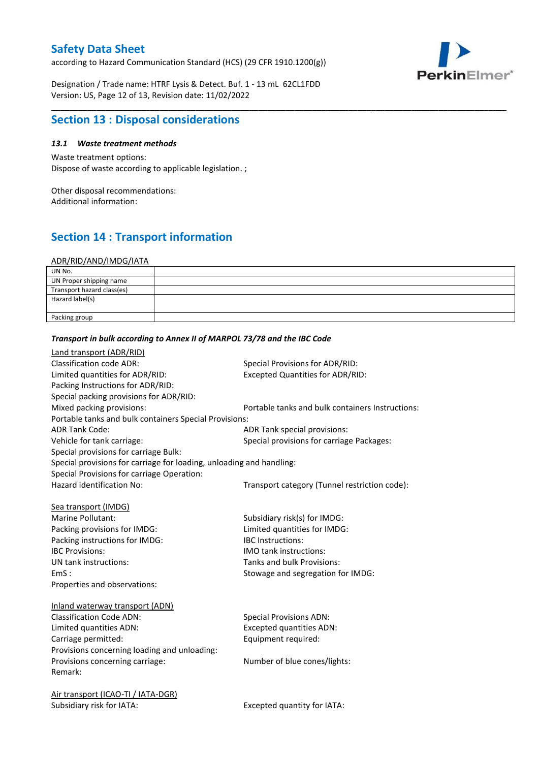## Section 13 : Disposal considerations

### *13.1 Waste treatment methods*

Waste treatment options:
Dispose of waste according to applicable legislation. ;

Other disposal recommendations:
Additional information:

## Section 14 : Transport information

ADR/RID/AND/IMDG/IATA

| UN No. | |
|---|---|
| UN Proper shipping name | |
| Transport hazard class(es) | |
| Hazard label(s) | |
| Packing group | |

***Transport in bulk according to Annex II of MARPOL 73/78 and the IBC Code***

Land transport (ADR/RID)

Classification code ADR:
Special Provisions for ADR/RID:
Limited quantities for ADR/RID:
Excepted Quantities for ADR/RID:
Packing Instructions for ADR/RID:
Special packing provisions for ADR/RID:
Mixed packing provisions:
Portable tanks and bulk containers Instructions:
Portable tanks and bulk containers Special Provisions:
ADR Tank Code:
ADR Tank special provisions:
Vehicle for tank carriage:
Special provisions for carriage Packages:
Special provisions for carriage Bulk:
Special provisions for carriage for loading, unloading and handling:
Special Provisions for carriage Operation:
Hazard identification No:
Transport category (Tunnel restriction code):

Sea transport (IMDG)

Marine Pollutant:
Subsidiary risk(s) for IMDG:
Packing provisions for IMDG:
Limited quantities for IMDG:
Packing instructions for IMDG:
IBC Instructions:
IBC Provisions:
IMO tank instructions:
UN tank instructions:
Tanks and bulk Provisions:
EmS :
Stowage and segregation for IMDG:
Properties and observations:

Inland waterway transport (ADN)

Classification Code ADN:
Special Provisions ADN:
Limited quantities ADN:
Excepted quantities ADN:
Carriage permitted:
Equipment required:
Provisions concerning loading and unloading:
Provisions concerning carriage:
Number of blue cones/lights:
Remark:

Air transport (ICAO-TI / IATA-DGR)

Subsidiary risk for IATA:
Excepted quantity for IATA: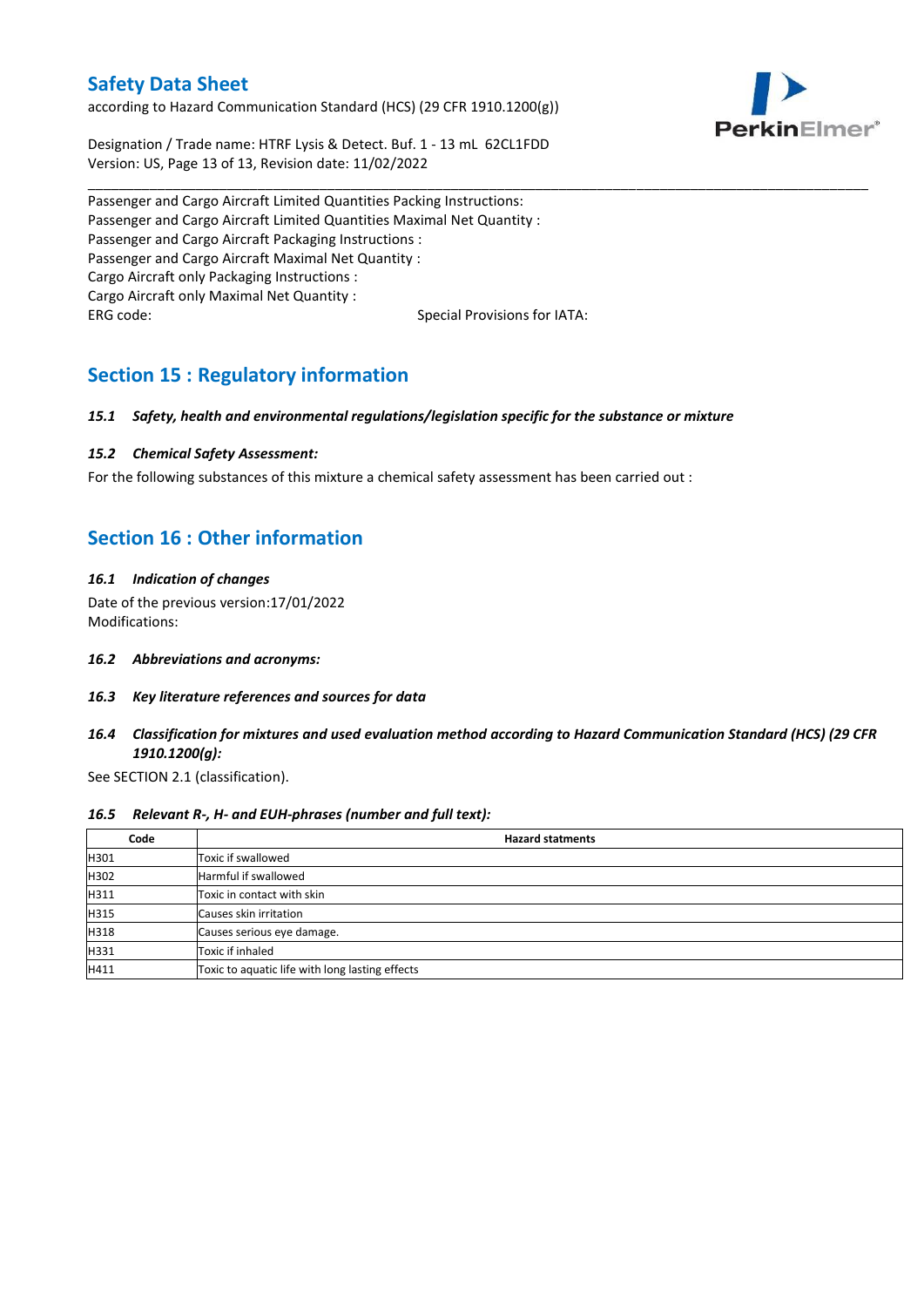Passenger and Cargo Aircraft Limited Quantities Packing Instructions:
Passenger and Cargo Aircraft Limited Quantities Maximal Net Quantity :
Passenger and Cargo Aircraft Packaging Instructions :
Passenger and Cargo Aircraft Maximal Net Quantity :
Cargo Aircraft only Packaging Instructions :
Cargo Aircraft only Maximal Net Quantity :
ERG code: Special Provisions for IATA:

## Section 15 : Regulatory information

### *15.1 Safety, health and environmental regulations/legislation specific for the substance or mixture*

### *15.2 Chemical Safety Assessment:*

For the following substances of this mixture a chemical safety assessment has been carried out :

## Section 16 : Other information

### *16.1 Indication of changes*

Date of the previous version:17/01/2022
Modifications:

### *16.2 Abbreviations and acronyms:*

### *16.3 Key literature references and sources for data*

### *16.4 Classification for mixtures and used evaluation method according to Hazard Communication Standard (HCS) (29 CFR 1910.1200(g):*

See SECTION 2.1 (classification).

### *16.5 Relevant R-, H- and EUH-phrases (number and full text):*

| Code | Hazard statments |
|---|---|
| H301 | Toxic if swallowed |
| H302 | Harmful if swallowed |
| H311 | Toxic in contact with skin |
| H315 | Causes skin irritation |
| H318 | Causes serious eye damage. |
| H331 | Toxic if inhaled |
| H411 | Toxic to aquatic life with long lasting effects |